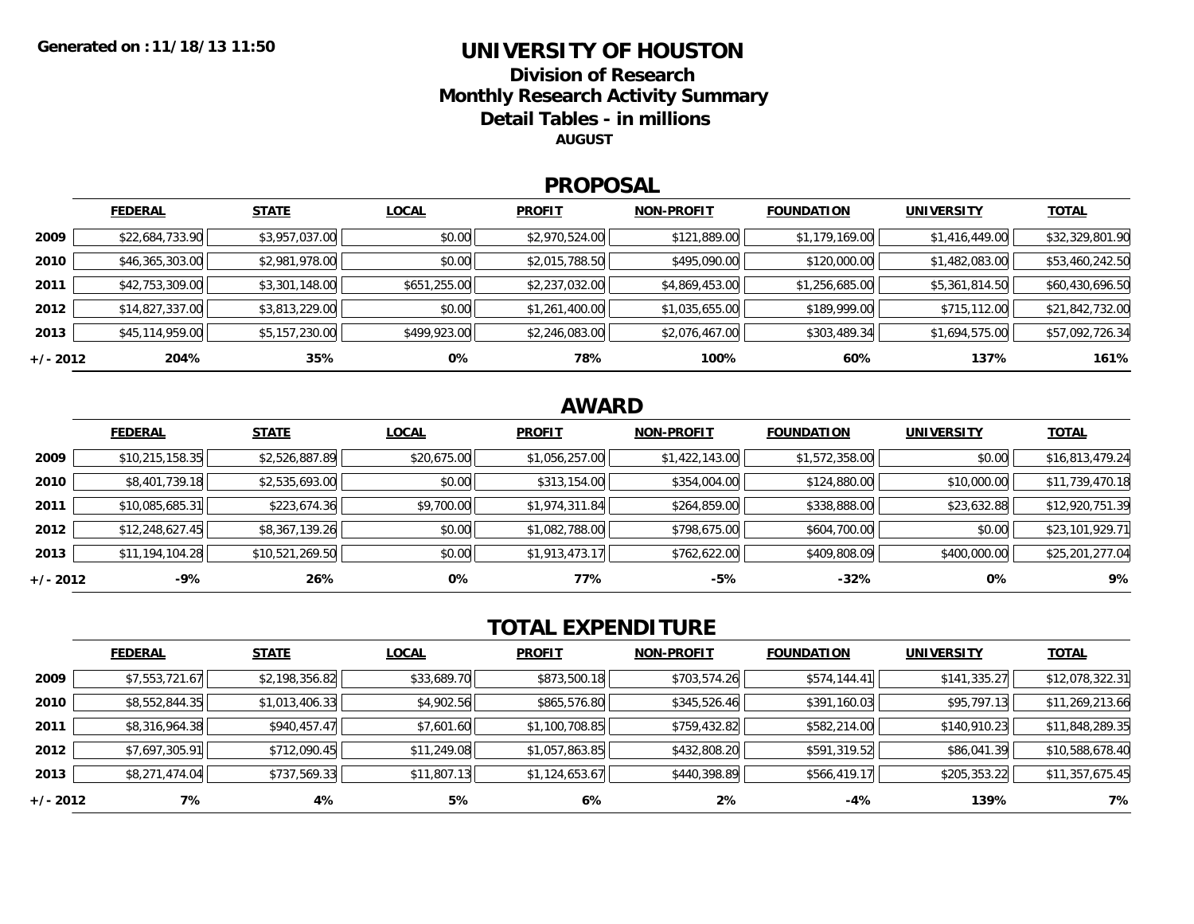Generated on :11/18/13 11:50

# UNIVERSITY OF HOUSTON

## Division of Research

## Monthly Research Activity Summary

## Detail Tables - in millions

**AUGUST**

## PROPOSAL

| | FEDERAL | STATE | LOCAL | PROFIT | NON-PROFIT | FOUNDATION | UNIVERSITY | TOTAL |
|---|---|---|---|---|---|---|---|---|
| 2009 | $22,684,733.90 | $3,957,037.00 | $0.00 | $2,970,524.00 | $121,889.00 | $1,179,169.00 | $1,416,449.00 | $32,329,801.90 |
| 2010 | $46,365,303.00 | $2,981,978.00 | $0.00 | $2,015,788.50 | $495,090.00 | $120,000.00 | $1,482,083.00 | $53,460,242.50 |
| 2011 | $42,753,309.00 | $3,301,148.00 | $651,255.00 | $2,237,032.00 | $4,869,453.00 | $1,256,685.00 | $5,361,814.50 | $60,430,696.50 |
| 2012 | $14,827,337.00 | $3,813,229.00 | $0.00 | $1,261,400.00 | $1,035,655.00 | $189,999.00 | $715,112.00 | $21,842,732.00 |
| 2013 | $45,114,959.00 | $5,157,230.00 | $499,923.00 | $2,246,083.00 | $2,076,467.00 | $303,489.34 | $1,694,575.00 | $57,092,726.34 |
| +/- 2012 | **204%** | **35%** | **0%** | **78%** | **100%** | **60%** | **137%** | **161%** |

## AWARD

| | FEDERAL | STATE | LOCAL | PROFIT | NON-PROFIT | FOUNDATION | UNIVERSITY | TOTAL |
|---|---|---|---|---|---|---|---|---|
| 2009 | $10,215,158.35 | $2,526,887.89 | $20,675.00 | $1,056,257.00 | $1,422,143.00 | $1,572,358.00 | $0.00 | $16,813,479.24 |
| 2010 | $8,401,739.18 | $2,535,693.00 | $0.00 | $313,154.00 | $354,004.00 | $124,880.00 | $10,000.00 | $11,739,470.18 |
| 2011 | $10,085,685.31 | $223,674.36 | $9,700.00 | $1,974,311.84 | $264,859.00 | $338,888.00 | $23,632.88 | $12,920,751.39 |
| 2012 | $12,248,627.45 | $8,367,139.26 | $0.00 | $1,082,788.00 | $798,675.00 | $604,700.00 | $0.00 | $23,101,929.71 |
| 2013 | $11,194,104.28 | $10,521,269.50 | $0.00 | $1,913,473.17 | $762,622.00 | $409,808.09 | $400,000.00 | $25,201,277.04 |
| +/- 2012 | **-9%** | **26%** | **0%** | **77%** | **-5%** | **-32%** | **0%** | **9%** |

## TOTAL EXPENDITURE

| | FEDERAL | STATE | LOCAL | PROFIT | NON-PROFIT | FOUNDATION | UNIVERSITY | TOTAL |
|---|---|---|---|---|---|---|---|---|
| 2009 | $7,553,721.67 | $2,198,356.82 | $33,689.70 | $873,500.18 | $703,574.26 | $574,144.41 | $141,335.27 | $12,078,322.31 |
| 2010 | $8,552,844.35 | $1,013,406.33 | $4,902.56 | $865,576.80 | $345,526.46 | $391,160.03 | $95,797.13 | $11,269,213.66 |
| 2011 | $8,316,964.38 | $940,457.47 | $7,601.60 | $1,100,708.85 | $759,432.82 | $582,214.00 | $140,910.23 | $11,848,289.35 |
| 2012 | $7,697,305.91 | $712,090.45 | $11,249.08 | $1,057,863.85 | $432,808.20 | $591,319.52 | $86,041.39 | $10,588,678.40 |
| 2013 | $8,271,474.04 | $737,569.33 | $11,807.13 | $1,124,653.67 | $440,398.89 | $566,419.17 | $205,353.22 | $11,357,675.45 |
| +/- 2012 | **7%** | **4%** | **5%** | **6%** | **2%** | **-4%** | **139%** | **7%** |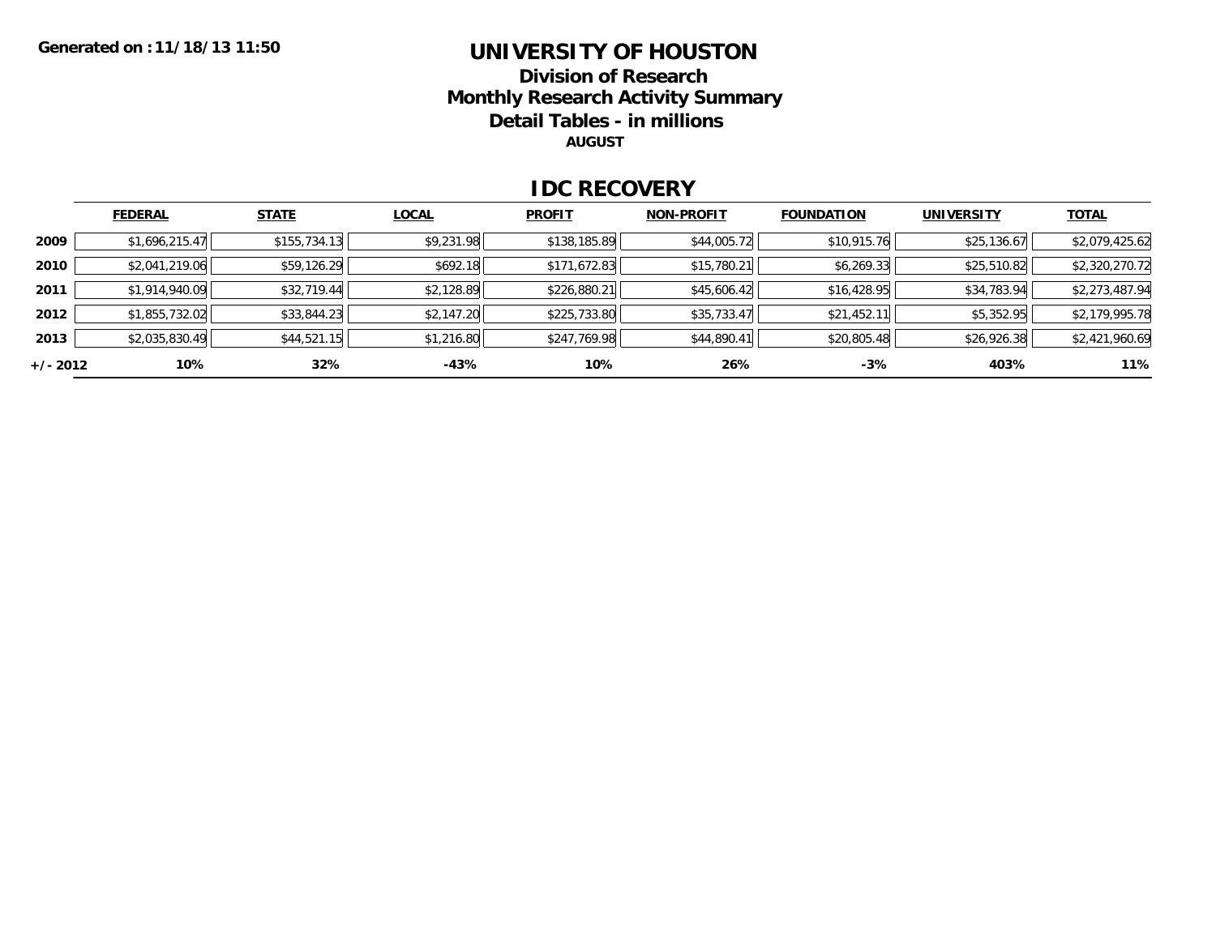Generated on : 11/18/13 11:50

# UNIVERSITY OF HOUSTON

## Division of Research

## Monthly Research Activity Summary

## Detail Tables - in millions

**AUGUST**

## IDC RECOVERY

| | FEDERAL | STATE | LOCAL | PROFIT | NON-PROFIT | FOUNDATION | UNIVERSITY | TOTAL |
|---|---|---|---|---|---|---|---|---|
| **2009** | $1,696,215.47 | $155,734.13 | $9,231.98 | $138,185.89 | $44,005.72 | $10,915.76 | $25,136.67 | $2,079,425.62 |
| **2010** | $2,041,219.06 | $59,126.29 | $692.18 | $171,672.83 | $15,780.21 | $6,269.33 | $25,510.82 | $2,320,270.72 |
| **2011** | $1,914,940.09 | $32,719.44 | $2,128.89 | $226,880.21 | $45,606.42 | $16,428.95 | $34,783.94 | $2,273,487.94 |
| **2012** | $1,855,732.02 | $33,844.23 | $2,147.20 | $225,733.80 | $35,733.47 | $21,452.11 | $5,352.95 | $2,179,995.78 |
| **2013** | $2,035,830.49 | $44,521.15 | $1,216.80 | $247,769.98 | $44,890.41 | $20,805.48 | $26,926.38 | $2,421,960.69 |
| **+/- 2012** | **10%** | **32%** | **-43%** | **10%** | **26%** | **-3%** | **403%** | **11%** |